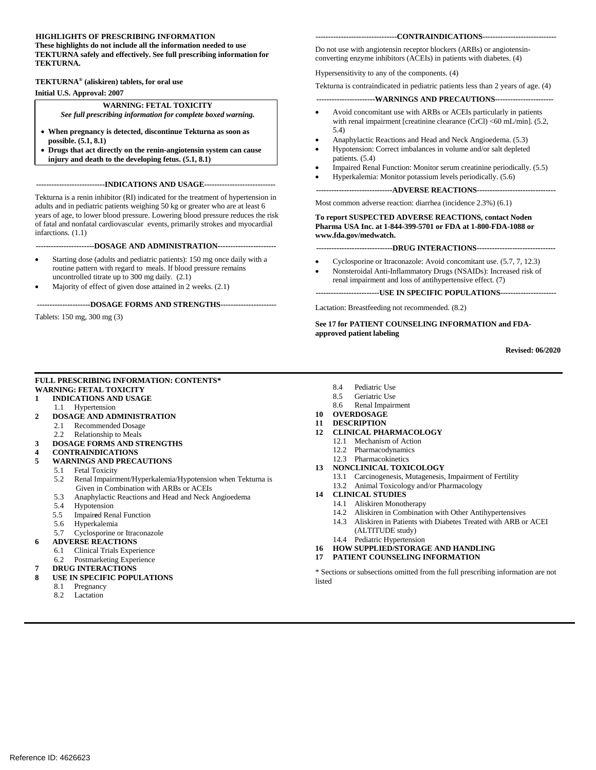**HIGHLIGHTS OF PRESCRIBING INFORMATION**
**These highlights do not include all the information needed to use TEKTURNA safely and effectively. See full prescribing information for TEKTURNA.**

**TEKTURNA® (aliskiren) tablets, for oral use**
**Initial U.S. Approval: 2007**

> **WARNING: FETAL TOXICITY**
> *See full prescribing information for complete boxed warning.*
>
> - **When pregnancy is detected, discontinue Tekturna as soon as possible. (5.1, 8.1)**
> - **Drugs that act directly on the renin-angiotensin system can cause injury and death to the developing fetus. (5.1, 8.1)**

**---INDICATIONS AND USAGE---**

Tekturna is a renin inhibitor (RI) indicated for the treatment of hypertension in adults and in pediatric patients weighing 50 kg or greater who are at least 6 years of age, to lower blood pressure. Lowering blood pressure reduces the risk of fatal and nonfatal cardiovascular events, primarily strokes and myocardial infarctions. (1.1)

**---DOSAGE AND ADMINISTRATION---**

- Starting dose (adults and pediatric patients): 150 mg once daily with a routine pattern with regard to meals. If blood pressure remains uncontrolled titrate up to 300 mg daily. (2.1)
- Majority of effect of given dose attained in 2 weeks. (2.1)

**---DOSAGE FORMS AND STRENGTHS---**

Tablets: 150 mg, 300 mg (3)

**---CONTRAINDICATIONS---**

Do not use with angiotensin receptor blockers (ARBs) or angiotensin-converting enzyme inhibitors (ACEIs) in patients with diabetes. (4)

Hypersensitivity to any of the components. (4)

Tekturna is contraindicated in pediatric patients less than 2 years of age. (4)

**---WARNINGS AND PRECAUTIONS---**

- Avoid concomitant use with ARBs or ACEIs particularly in patients with renal impairment [creatinine clearance (CrCl) <60 mL/min]. (5.2, 5.4)
- Anaphylactic Reactions and Head and Neck Angioedema. (5.3)
- Hypotension: Correct imbalances in volume and/or salt depleted patients. (5.4)
- Impaired Renal Function: Monitor serum creatinine periodically. (5.5)
- Hyperkalemia: Monitor potassium levels periodically. (5.6)

**---ADVERSE REACTIONS---**

Most common adverse reaction: diarrhea (incidence 2.3%) (6.1)

**To report SUSPECTED ADVERSE REACTIONS, contact Noden Pharma USA Inc. at 1-844-399-5701 or FDA at 1-800-FDA-1088 or www.fda.gov/medwatch.**

**---DRUG INTERACTIONS---**

- Cyclosporine or Itraconazole: Avoid concomitant use. (5.7, 7, 12.3)
- Nonsteroidal Anti-Inflammatory Drugs (NSAIDs): Increased risk of renal impairment and loss of antihypertensive effect. (7)

**---USE IN SPECIFIC POPULATIONS---**

Lactation: Breastfeeding not recommended. (8.2)

**See 17 for PATIENT COUNSELING INFORMATION and FDA-approved patient labeling**

**Revised: 06/2020**

---

**FULL PRESCRIBING INFORMATION: CONTENTS***

**WARNING: FETAL TOXICITY**

**1 INDICATIONS AND USAGE**
 1.1 Hypertension
**2 DOSAGE AND ADMINISTRATION**
 2.1 Recommended Dosage
 2.2 Relationship to Meals
**3 DOSAGE FORMS AND STRENGTHS**
**4 CONTRAINDICATIONS**
**5 WARNINGS AND PRECAUTIONS**
 5.1 Fetal Toxicity
 5.2 Renal Impairment/Hyperkalemia/Hypotension when Tekturna is Given in Combination with ARBs or ACEIs
 5.3 Anaphylactic Reactions and Head and Neck Angioedema
 5.4 Hypotension
 5.5 Impaired Renal Function
 5.6 Hyperkalemia
 5.7 Cyclosporine or Itraconazole
**6 ADVERSE REACTIONS**
 6.1 Clinical Trials Experience
 6.2 Postmarketing Experience
**7 DRUG INTERACTIONS**
**8 USE IN SPECIFIC POPULATIONS**
 8.1 Pregnancy
 8.2 Lactation
 8.4 Pediatric Use
 8.5 Geriatric Use
 8.6 Renal Impairment
**10 OVERDOSAGE**
**11 DESCRIPTION**
**12 CLINICAL PHARMACOLOGY**
 12.1 Mechanism of Action
 12.2 Pharmacodynamics
 12.3 Pharmacokinetics
**13 NONCLINICAL TOXICOLOGY**
 13.1 Carcinogenesis, Mutagenesis, Impairment of Fertility
 13.2 Animal Toxicology and/or Pharmacology
**14 CLINICAL STUDIES**
 14.1 Aliskiren Monotherapy
 14.2 Aliskiren in Combination with Other Antihypertensives
 14.3 Aliskiren in Patients with Diabetes Treated with ARB or ACEI (ALTITUDE study)
 14.4 Pediatric Hypertension
**16 HOW SUPPLIED/STORAGE AND HANDLING**
**17 PATIENT COUNSELING INFORMATION**

* Sections or subsections omitted from the full prescribing information are not listed

Reference ID: 4626623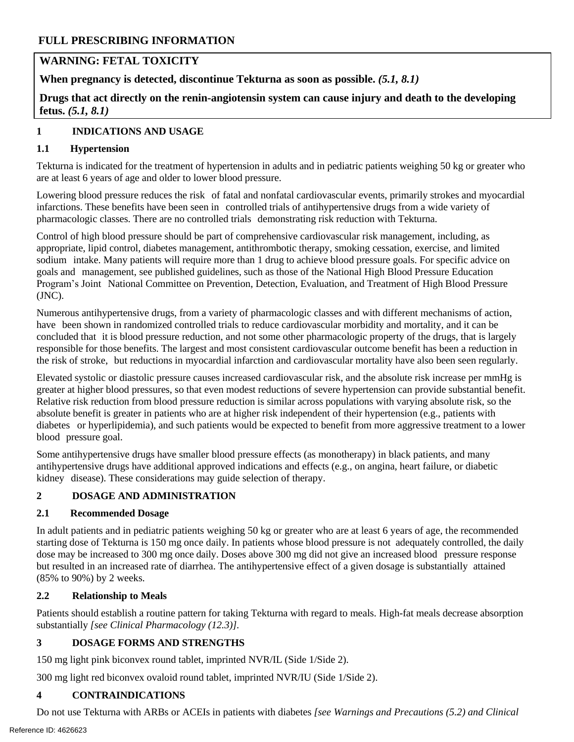# FULL PRESCRIBING INFORMATION

**WARNING: FETAL TOXICITY**

**When pregnancy is detected, discontinue Tekturna as soon as possible.** ***(5.1, 8.1)***

**Drugs that act directly on the renin-angiotensin system can cause injury and death to the developing fetus.** ***(5.1, 8.1)***

## 1 INDICATIONS AND USAGE

### 1.1 Hypertension

Tekturna is indicated for the treatment of hypertension in adults and in pediatric patients weighing 50 kg or greater who are at least 6 years of age and older to lower blood pressure.

Lowering blood pressure reduces the risk of fatal and nonfatal cardiovascular events, primarily strokes and myocardial infarctions. These benefits have been seen in controlled trials of antihypertensive drugs from a wide variety of pharmacologic classes. There are no controlled trials demonstrating risk reduction with Tekturna.

Control of high blood pressure should be part of comprehensive cardiovascular risk management, including, as appropriate, lipid control, diabetes management, antithrombotic therapy, smoking cessation, exercise, and limited sodium intake. Many patients will require more than 1 drug to achieve blood pressure goals. For specific advice on goals and management, see published guidelines, such as those of the National High Blood Pressure Education Program's Joint National Committee on Prevention, Detection, Evaluation, and Treatment of High Blood Pressure (JNC).

Numerous antihypertensive drugs, from a variety of pharmacologic classes and with different mechanisms of action, have been shown in randomized controlled trials to reduce cardiovascular morbidity and mortality, and it can be concluded that it is blood pressure reduction, and not some other pharmacologic property of the drugs, that is largely responsible for those benefits. The largest and most consistent cardiovascular outcome benefit has been a reduction in the risk of stroke, but reductions in myocardial infarction and cardiovascular mortality have also been seen regularly.

Elevated systolic or diastolic pressure causes increased cardiovascular risk, and the absolute risk increase per mmHg is greater at higher blood pressures, so that even modest reductions of severe hypertension can provide substantial benefit. Relative risk reduction from blood pressure reduction is similar across populations with varying absolute risk, so the absolute benefit is greater in patients who are at higher risk independent of their hypertension (e.g., patients with diabetes or hyperlipidemia), and such patients would be expected to benefit from more aggressive treatment to a lower blood pressure goal.

Some antihypertensive drugs have smaller blood pressure effects (as monotherapy) in black patients, and many antihypertensive drugs have additional approved indications and effects (e.g., on angina, heart failure, or diabetic kidney disease). These considerations may guide selection of therapy.

## 2 DOSAGE AND ADMINISTRATION

### 2.1 Recommended Dosage

In adult patients and in pediatric patients weighing 50 kg or greater who are at least 6 years of age, the recommended starting dose of Tekturna is 150 mg once daily. In patients whose blood pressure is not adequately controlled, the daily dose may be increased to 300 mg once daily. Doses above 300 mg did not give an increased blood pressure response but resulted in an increased rate of diarrhea. The antihypertensive effect of a given dosage is substantially attained (85% to 90%) by 2 weeks.

### 2.2 Relationship to Meals

Patients should establish a routine pattern for taking Tekturna with regard to meals. High-fat meals decrease absorption substantially *[see Clinical Pharmacology (12.3)]*.

## 3 DOSAGE FORMS AND STRENGTHS

150 mg light pink biconvex round tablet, imprinted NVR/IL (Side 1/Side 2).

300 mg light red biconvex ovaloid round tablet, imprinted NVR/IU (Side 1/Side 2).

## 4 CONTRAINDICATIONS

Do not use Tekturna with ARBs or ACEIs in patients with diabetes *[see Warnings and Precautions (5.2) and Clinical*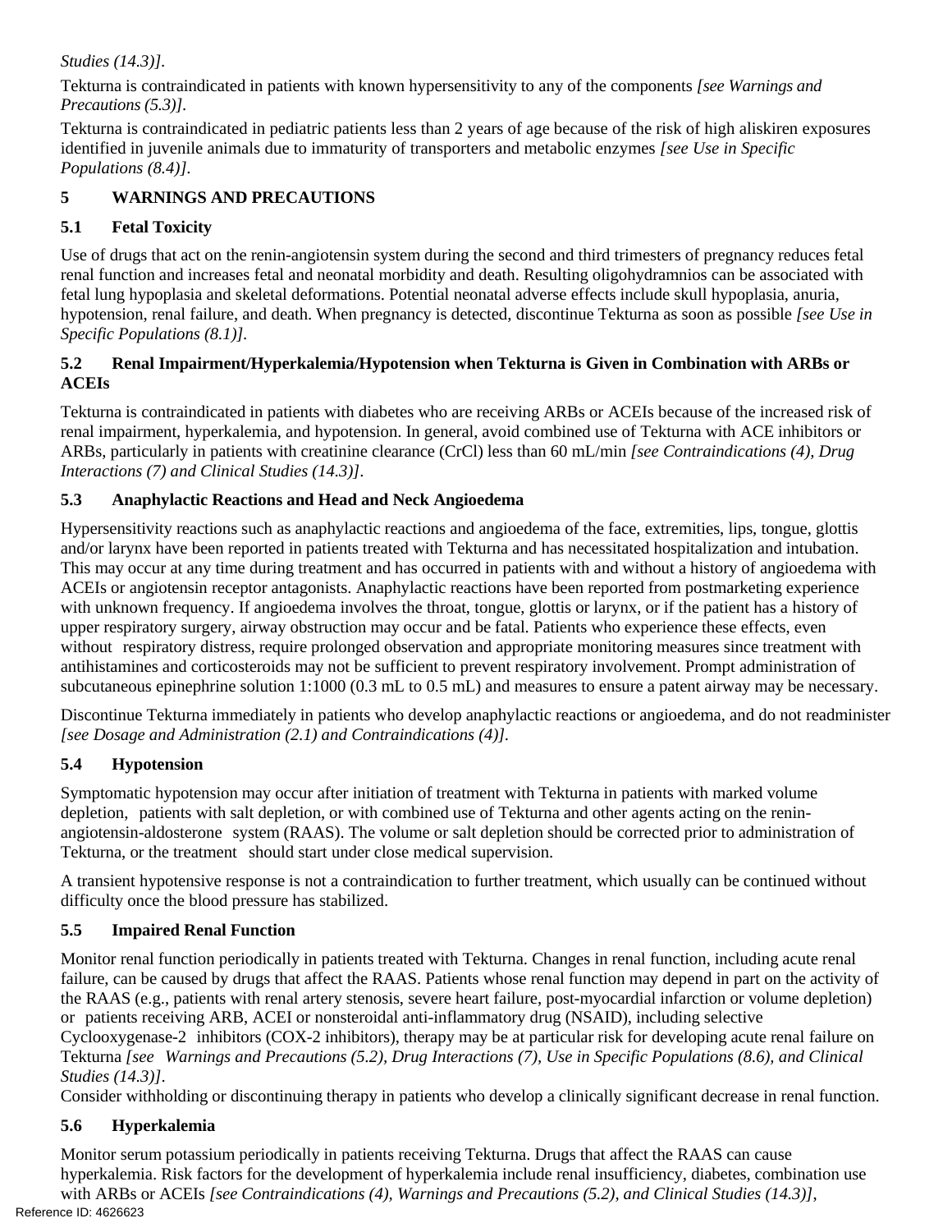*Studies (14.3)]*.

Tekturna is contraindicated in patients with known hypersensitivity to any of the components *[see Warnings and Precautions (5.3)]*.

Tekturna is contraindicated in pediatric patients less than 2 years of age because of the risk of high aliskiren exposures identified in juvenile animals due to immaturity of transporters and metabolic enzymes *[see Use in Specific Populations (8.4)]*.

## 5 WARNINGS AND PRECAUTIONS

### 5.1 Fetal Toxicity

Use of drugs that act on the renin-angiotensin system during the second and third trimesters of pregnancy reduces fetal renal function and increases fetal and neonatal morbidity and death. Resulting oligohydramnios can be associated with fetal lung hypoplasia and skeletal deformations. Potential neonatal adverse effects include skull hypoplasia, anuria, hypotension, renal failure, and death. When pregnancy is detected, discontinue Tekturna as soon as possible *[see Use in Specific Populations (8.1)]*.

### 5.2 Renal Impairment/Hyperkalemia/Hypotension when Tekturna is Given in Combination with ARBs or ACEIs

Tekturna is contraindicated in patients with diabetes who are receiving ARBs or ACEIs because of the increased risk of renal impairment, hyperkalemia, and hypotension. In general, avoid combined use of Tekturna with ACE inhibitors or ARBs, particularly in patients with creatinine clearance (CrCl) less than 60 mL/min *[see Contraindications (4), Drug Interactions (7) and Clinical Studies (14.3)]*.

### 5.3 Anaphylactic Reactions and Head and Neck Angioedema

Hypersensitivity reactions such as anaphylactic reactions and angioedema of the face, extremities, lips, tongue, glottis and/or larynx have been reported in patients treated with Tekturna and has necessitated hospitalization and intubation. This may occur at any time during treatment and has occurred in patients with and without a history of angioedema with ACEIs or angiotensin receptor antagonists. Anaphylactic reactions have been reported from postmarketing experience with unknown frequency. If angioedema involves the throat, tongue, glottis or larynx, or if the patient has a history of upper respiratory surgery, airway obstruction may occur and be fatal. Patients who experience these effects, even without respiratory distress, require prolonged observation and appropriate monitoring measures since treatment with antihistamines and corticosteroids may not be sufficient to prevent respiratory involvement. Prompt administration of subcutaneous epinephrine solution 1:1000 (0.3 mL to 0.5 mL) and measures to ensure a patent airway may be necessary.

Discontinue Tekturna immediately in patients who develop anaphylactic reactions or angioedema, and do not readminister *[see Dosage and Administration (2.1) and Contraindications (4)]*.

### 5.4 Hypotension

Symptomatic hypotension may occur after initiation of treatment with Tekturna in patients with marked volume depletion, patients with salt depletion, or with combined use of Tekturna and other agents acting on the renin-angiotensin-aldosterone system (RAAS). The volume or salt depletion should be corrected prior to administration of Tekturna, or the treatment should start under close medical supervision.

A transient hypotensive response is not a contraindication to further treatment, which usually can be continued without difficulty once the blood pressure has stabilized.

### 5.5 Impaired Renal Function

Monitor renal function periodically in patients treated with Tekturna. Changes in renal function, including acute renal failure, can be caused by drugs that affect the RAAS. Patients whose renal function may depend in part on the activity of the RAAS (e.g., patients with renal artery stenosis, severe heart failure, post-myocardial infarction or volume depletion) or patients receiving ARB, ACEI or nonsteroidal anti-inflammatory drug (NSAID), including selective Cyclooxygenase-2 inhibitors (COX-2 inhibitors), therapy may be at particular risk for developing acute renal failure on Tekturna *[see Warnings and Precautions (5.2), Drug Interactions (7), Use in Specific Populations (8.6), and Clinical Studies (14.3)]*.

Consider withholding or discontinuing therapy in patients who develop a clinically significant decrease in renal function.

### 5.6 Hyperkalemia

Monitor serum potassium periodically in patients receiving Tekturna. Drugs that affect the RAAS can cause hyperkalemia. Risk factors for the development of hyperkalemia include renal insufficiency, diabetes, combination use with ARBs or ACEIs *[see Contraindications (4), Warnings and Precautions (5.2), and Clinical Studies (14.3)]*,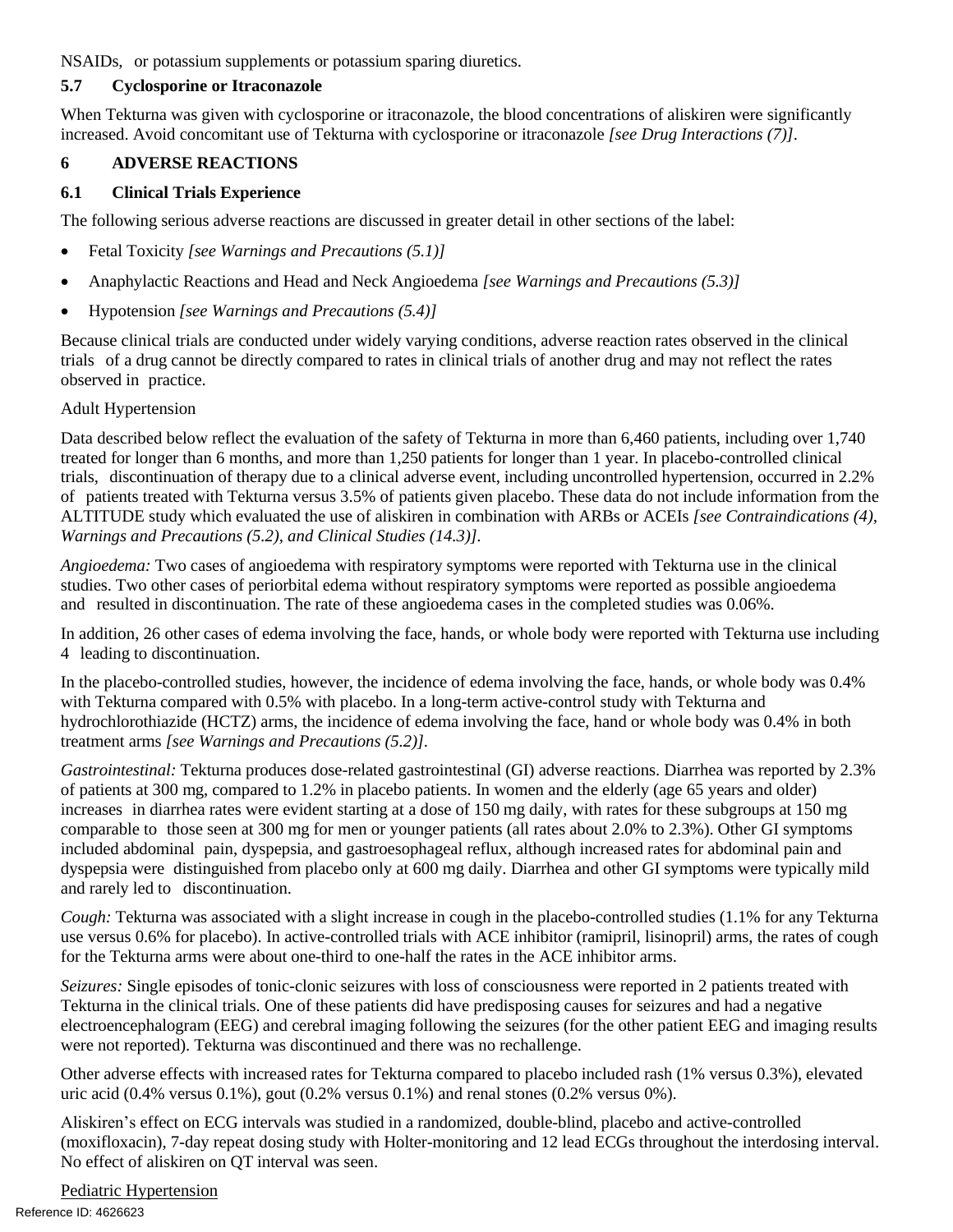NSAIDs, or potassium supplements or potassium sparing diuretics.

### 5.7 Cyclosporine or Itraconazole

When Tekturna was given with cyclosporine or itraconazole, the blood concentrations of aliskiren were significantly increased. Avoid concomitant use of Tekturna with cyclosporine or itraconazole *[see Drug Interactions (7)]*.

## 6 ADVERSE REACTIONS

### 6.1 Clinical Trials Experience

The following serious adverse reactions are discussed in greater detail in other sections of the label:

- Fetal Toxicity *[see Warnings and Precautions (5.1)]*
- Anaphylactic Reactions and Head and Neck Angioedema *[see Warnings and Precautions (5.3)]*
- Hypotension *[see Warnings and Precautions (5.4)]*

Because clinical trials are conducted under widely varying conditions, adverse reaction rates observed in the clinical trials of a drug cannot be directly compared to rates in clinical trials of another drug and may not reflect the rates observed in practice.

Adult Hypertension

Data described below reflect the evaluation of the safety of Tekturna in more than 6,460 patients, including over 1,740 treated for longer than 6 months, and more than 1,250 patients for longer than 1 year. In placebo-controlled clinical trials, discontinuation of therapy due to a clinical adverse event, including uncontrolled hypertension, occurred in 2.2% of patients treated with Tekturna versus 3.5% of patients given placebo. These data do not include information from the ALTITUDE study which evaluated the use of aliskiren in combination with ARBs or ACEIs *[see Contraindications (4), Warnings and Precautions (5.2), and Clinical Studies (14.3)]*.

*Angioedema:* Two cases of angioedema with respiratory symptoms were reported with Tekturna use in the clinical studies. Two other cases of periorbital edema without respiratory symptoms were reported as possible angioedema and resulted in discontinuation. The rate of these angioedema cases in the completed studies was 0.06%.

In addition, 26 other cases of edema involving the face, hands, or whole body were reported with Tekturna use including 4 leading to discontinuation.

In the placebo-controlled studies, however, the incidence of edema involving the face, hands, or whole body was 0.4% with Tekturna compared with 0.5% with placebo. In a long-term active-control study with Tekturna and hydrochlorothiazide (HCTZ) arms, the incidence of edema involving the face, hand or whole body was 0.4% in both treatment arms *[see Warnings and Precautions (5.2)]*.

*Gastrointestinal:* Tekturna produces dose-related gastrointestinal (GI) adverse reactions. Diarrhea was reported by 2.3% of patients at 300 mg, compared to 1.2% in placebo patients. In women and the elderly (age 65 years and older) increases in diarrhea rates were evident starting at a dose of 150 mg daily, with rates for these subgroups at 150 mg comparable to those seen at 300 mg for men or younger patients (all rates about 2.0% to 2.3%). Other GI symptoms included abdominal pain, dyspepsia, and gastroesophageal reflux, although increased rates for abdominal pain and dyspepsia were distinguished from placebo only at 600 mg daily. Diarrhea and other GI symptoms were typically mild and rarely led to discontinuation.

*Cough:* Tekturna was associated with a slight increase in cough in the placebo-controlled studies (1.1% for any Tekturna use versus 0.6% for placebo). In active-controlled trials with ACE inhibitor (ramipril, lisinopril) arms, the rates of cough for the Tekturna arms were about one-third to one-half the rates in the ACE inhibitor arms.

*Seizures:* Single episodes of tonic-clonic seizures with loss of consciousness were reported in 2 patients treated with Tekturna in the clinical trials. One of these patients did have predisposing causes for seizures and had a negative electroencephalogram (EEG) and cerebral imaging following the seizures (for the other patient EEG and imaging results were not reported). Tekturna was discontinued and there was no rechallenge.

Other adverse effects with increased rates for Tekturna compared to placebo included rash (1% versus 0.3%), elevated uric acid (0.4% versus 0.1%), gout (0.2% versus 0.1%) and renal stones (0.2% versus 0%).

Aliskiren's effect on ECG intervals was studied in a randomized, double-blind, placebo and active-controlled (moxifloxacin), 7-day repeat dosing study with Holter-monitoring and 12 lead ECGs throughout the interdosing interval. No effect of aliskiren on QT interval was seen.

Pediatric Hypertension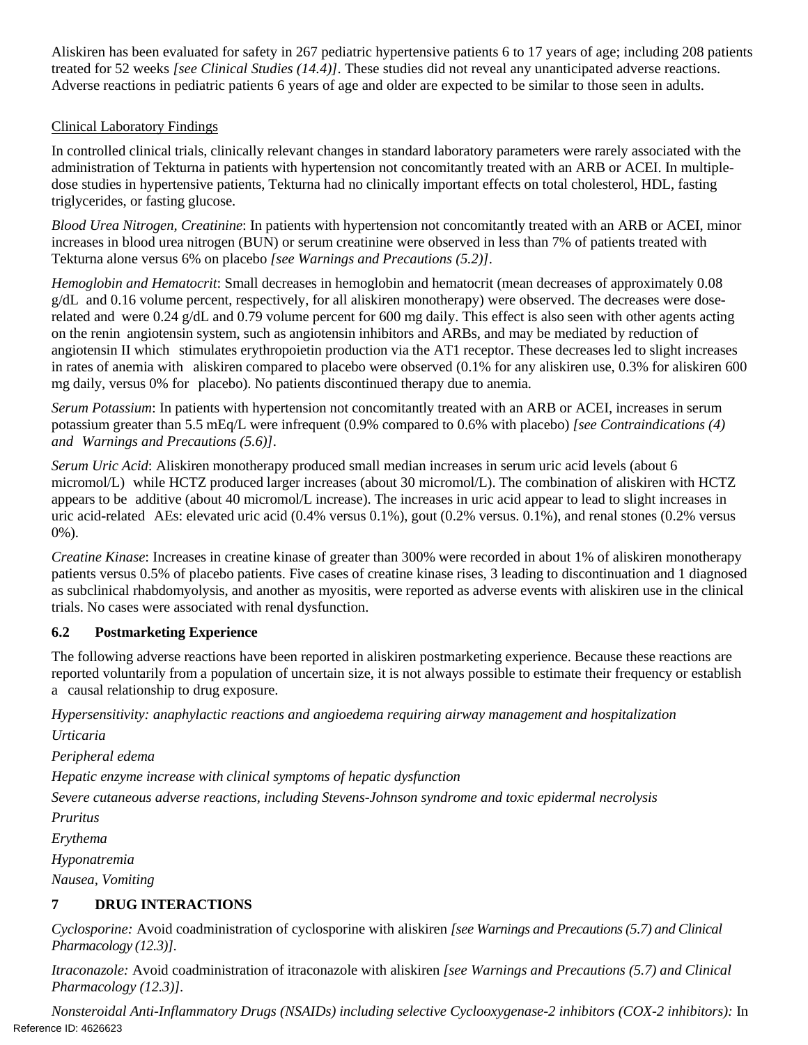Aliskiren has been evaluated for safety in 267 pediatric hypertensive patients 6 to 17 years of age; including 208 patients treated for 52 weeks *[see Clinical Studies (14.4)]*. These studies did not reveal any unanticipated adverse reactions. Adverse reactions in pediatric patients 6 years of age and older are expected to be similar to those seen in adults.

Clinical Laboratory Findings

In controlled clinical trials, clinically relevant changes in standard laboratory parameters were rarely associated with the administration of Tekturna in patients with hypertension not concomitantly treated with an ARB or ACEI. In multiple-dose studies in hypertensive patients, Tekturna had no clinically important effects on total cholesterol, HDL, fasting triglycerides, or fasting glucose.

*Blood Urea Nitrogen, Creatinine*: In patients with hypertension not concomitantly treated with an ARB or ACEI, minor increases in blood urea nitrogen (BUN) or serum creatinine were observed in less than 7% of patients treated with Tekturna alone versus 6% on placebo *[see Warnings and Precautions (5.2)]*.

*Hemoglobin and Hematocrit*: Small decreases in hemoglobin and hematocrit (mean decreases of approximately 0.08 g/dL and 0.16 volume percent, respectively, for all aliskiren monotherapy) were observed. The decreases were dose-related and were 0.24 g/dL and 0.79 volume percent for 600 mg daily. This effect is also seen with other agents acting on the renin angiotensin system, such as angiotensin inhibitors and ARBs, and may be mediated by reduction of angiotensin II which stimulates erythropoietin production via the AT1 receptor. These decreases led to slight increases in rates of anemia with aliskiren compared to placebo were observed (0.1% for any aliskiren use, 0.3% for aliskiren 600 mg daily, versus 0% for placebo). No patients discontinued therapy due to anemia.

*Serum Potassium*: In patients with hypertension not concomitantly treated with an ARB or ACEI, increases in serum potassium greater than 5.5 mEq/L were infrequent (0.9% compared to 0.6% with placebo) *[see Contraindications (4) and Warnings and Precautions (5.6)]*.

*Serum Uric Acid*: Aliskiren monotherapy produced small median increases in serum uric acid levels (about 6 micromol/L) while HCTZ produced larger increases (about 30 micromol/L). The combination of aliskiren with HCTZ appears to be additive (about 40 micromol/L increase). The increases in uric acid appear to lead to slight increases in uric acid-related AEs: elevated uric acid (0.4% versus 0.1%), gout (0.2% versus. 0.1%), and renal stones (0.2% versus 0%).

*Creatine Kinase*: Increases in creatine kinase of greater than 300% were recorded in about 1% of aliskiren monotherapy patients versus 0.5% of placebo patients. Five cases of creatine kinase rises, 3 leading to discontinuation and 1 diagnosed as subclinical rhabdomyolysis, and another as myositis, were reported as adverse events with aliskiren use in the clinical trials. No cases were associated with renal dysfunction.

### 6.2 Postmarketing Experience

The following adverse reactions have been reported in aliskiren postmarketing experience. Because these reactions are reported voluntarily from a population of uncertain size, it is not always possible to estimate their frequency or establish a causal relationship to drug exposure.

*Hypersensitivity: anaphylactic reactions and angioedema requiring airway management and hospitalization*

*Urticaria*

*Peripheral edema*

*Hepatic enzyme increase with clinical symptoms of hepatic dysfunction*

*Severe cutaneous adverse reactions, including Stevens-Johnson syndrome and toxic epidermal necrolysis*

*Pruritus*

*Erythema*

*Hyponatremia*

*Nausea, Vomiting*

## 7 DRUG INTERACTIONS

*Cyclosporine:* Avoid coadministration of cyclosporine with aliskiren *[see Warnings and Precautions (5.7) and Clinical Pharmacology (12.3)]*.

*Itraconazole:* Avoid coadministration of itraconazole with aliskiren *[see Warnings and Precautions (5.7) and Clinical Pharmacology (12.3)]*.

*Nonsteroidal Anti-Inflammatory Drugs (NSAIDs) including selective Cyclooxygenase-2 inhibitors (COX-2 inhibitors):* In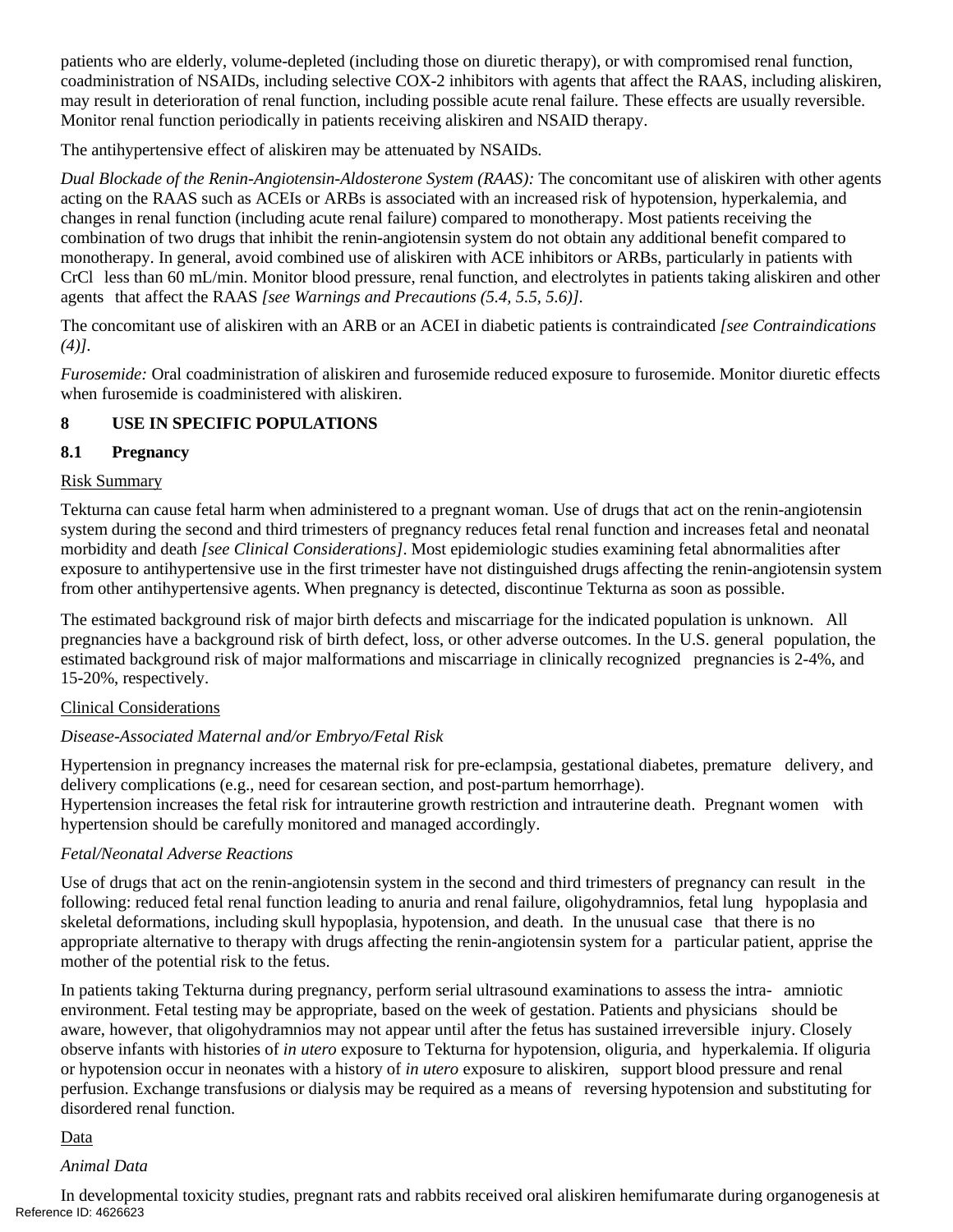patients who are elderly, volume-depleted (including those on diuretic therapy), or with compromised renal function, coadministration of NSAIDs, including selective COX-2 inhibitors with agents that affect the RAAS, including aliskiren, may result in deterioration of renal function, including possible acute renal failure. These effects are usually reversible. Monitor renal function periodically in patients receiving aliskiren and NSAID therapy.

The antihypertensive effect of aliskiren may be attenuated by NSAIDs.

*Dual Blockade of the Renin-Angiotensin-Aldosterone System (RAAS):* The concomitant use of aliskiren with other agents acting on the RAAS such as ACEIs or ARBs is associated with an increased risk of hypotension, hyperkalemia, and changes in renal function (including acute renal failure) compared to monotherapy. Most patients receiving the combination of two drugs that inhibit the renin-angiotensin system do not obtain any additional benefit compared to monotherapy. In general, avoid combined use of aliskiren with ACE inhibitors or ARBs, particularly in patients with CrCl less than 60 mL/min. Monitor blood pressure, renal function, and electrolytes in patients taking aliskiren and other agents that affect the RAAS *[see Warnings and Precautions (5.4, 5.5, 5.6)]*.

The concomitant use of aliskiren with an ARB or an ACEI in diabetic patients is contraindicated *[see Contraindications (4)]*.

*Furosemide:* Oral coadministration of aliskiren and furosemide reduced exposure to furosemide. Monitor diuretic effects when furosemide is coadministered with aliskiren.

## 8 USE IN SPECIFIC POPULATIONS

### 8.1 Pregnancy

Risk Summary

Tekturna can cause fetal harm when administered to a pregnant woman. Use of drugs that act on the renin-angiotensin system during the second and third trimesters of pregnancy reduces fetal renal function and increases fetal and neonatal morbidity and death *[see Clinical Considerations]*. Most epidemiologic studies examining fetal abnormalities after exposure to antihypertensive use in the first trimester have not distinguished drugs affecting the renin-angiotensin system from other antihypertensive agents. When pregnancy is detected, discontinue Tekturna as soon as possible.

The estimated background risk of major birth defects and miscarriage for the indicated population is unknown. All pregnancies have a background risk of birth defect, loss, or other adverse outcomes. In the U.S. general population, the estimated background risk of major malformations and miscarriage in clinically recognized pregnancies is 2-4%, and 15-20%, respectively.

Clinical Considerations

*Disease-Associated Maternal and/or Embryo/Fetal Risk*

Hypertension in pregnancy increases the maternal risk for pre-eclampsia, gestational diabetes, premature delivery, and delivery complications (e.g., need for cesarean section, and post-partum hemorrhage).
Hypertension increases the fetal risk for intrauterine growth restriction and intrauterine death. Pregnant women with hypertension should be carefully monitored and managed accordingly.

*Fetal/Neonatal Adverse Reactions*

Use of drugs that act on the renin-angiotensin system in the second and third trimesters of pregnancy can result in the following: reduced fetal renal function leading to anuria and renal failure, oligohydramnios, fetal lung hypoplasia and skeletal deformations, including skull hypoplasia, hypotension, and death. In the unusual case that there is no appropriate alternative to therapy with drugs affecting the renin-angiotensin system for a particular patient, apprise the mother of the potential risk to the fetus.

In patients taking Tekturna during pregnancy, perform serial ultrasound examinations to assess the intra- amniotic environment. Fetal testing may be appropriate, based on the week of gestation. Patients and physicians should be aware, however, that oligohydramnios may not appear until after the fetus has sustained irreversible injury. Closely observe infants with histories of *in utero* exposure to Tekturna for hypotension, oliguria, and hyperkalemia. If oliguria or hypotension occur in neonates with a history of *in utero* exposure to aliskiren, support blood pressure and renal perfusion. Exchange transfusions or dialysis may be required as a means of reversing hypotension and substituting for disordered renal function.

Data

*Animal Data*

In developmental toxicity studies, pregnant rats and rabbits received oral aliskiren hemifumarate during organogenesis at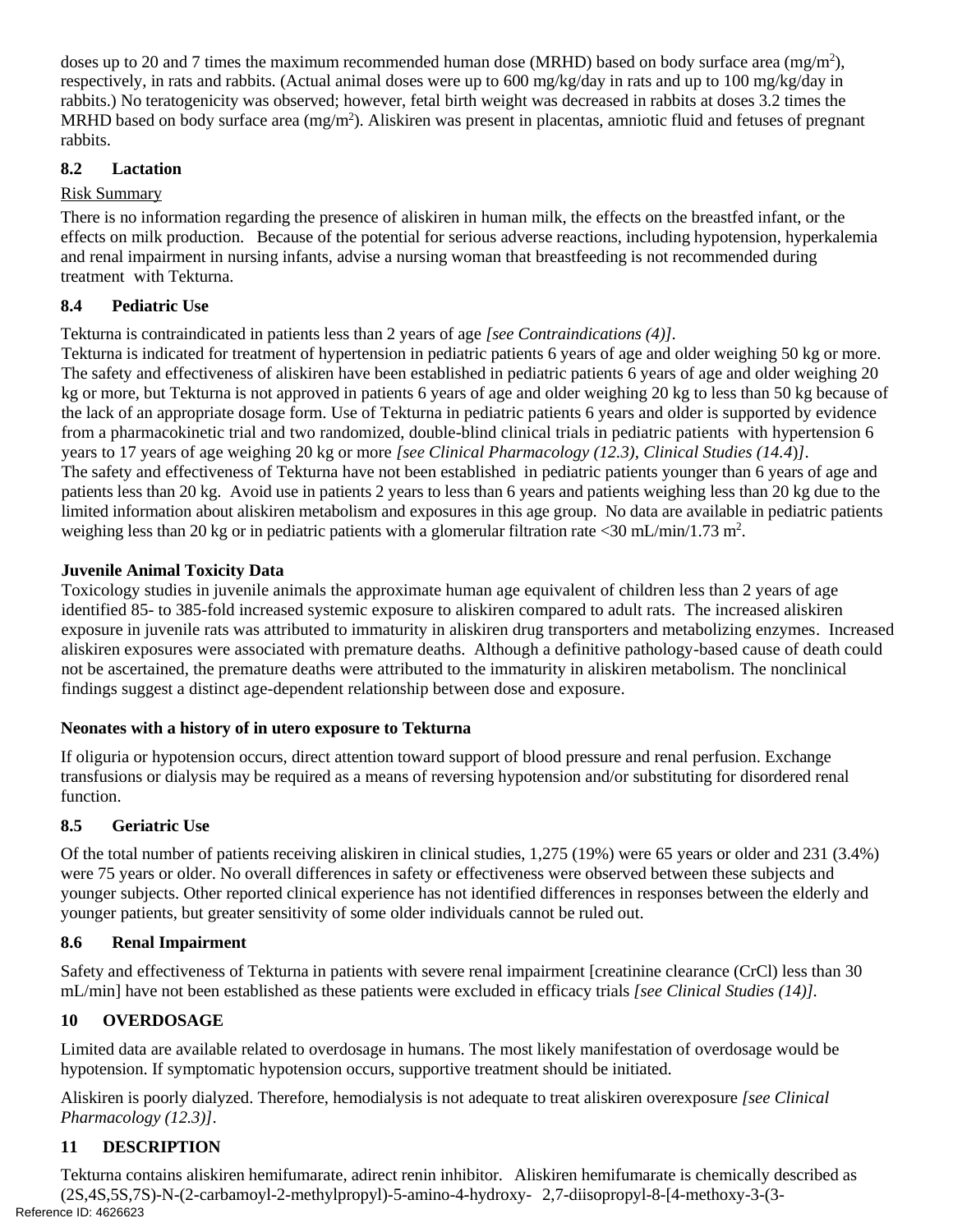doses up to 20 and 7 times the maximum recommended human dose (MRHD) based on body surface area ($mg/m^2$), respectively, in rats and rabbits. (Actual animal doses were up to 600 mg/kg/day in rats and up to 100 mg/kg/day in rabbits.) No teratogenicity was observed; however, fetal birth weight was decreased in rabbits at doses 3.2 times the MRHD based on body surface area ($mg/m^2$). Aliskiren was present in placentas, amniotic fluid and fetuses of pregnant rabbits.

## 8.2 Lactation

Risk Summary

There is no information regarding the presence of aliskiren in human milk, the effects on the breastfed infant, or the effects on milk production. Because of the potential for serious adverse reactions, including hypotension, hyperkalemia and renal impairment in nursing infants, advise a nursing woman that breastfeeding is not recommended during treatment with Tekturna.

## 8.4 Pediatric Use

Tekturna is contraindicated in patients less than 2 years of age *[see Contraindications (4)]*.

Tekturna is indicated for treatment of hypertension in pediatric patients 6 years of age and older weighing 50 kg or more. The safety and effectiveness of aliskiren have been established in pediatric patients 6 years of age and older weighing 20 kg or more, but Tekturna is not approved in patients 6 years of age and older weighing 20 kg to less than 50 kg because of the lack of an appropriate dosage form. Use of Tekturna in pediatric patients 6 years and older is supported by evidence from a pharmacokinetic trial and two randomized, double-blind clinical trials in pediatric patients with hypertension 6 years to 17 years of age weighing 20 kg or more *[see Clinical Pharmacology (12.3), Clinical Studies (14.4)]*.

The safety and effectiveness of Tekturna have not been established in pediatric patients younger than 6 years of age and patients less than 20 kg. Avoid use in patients 2 years to less than 6 years and patients weighing less than 20 kg due to the limited information about aliskiren metabolism and exposures in this age group. No data are available in pediatric patients weighing less than 20 kg or in pediatric patients with a glomerular filtration rate <30 mL/min/1.73 $m^2$.

**Juvenile Animal Toxicity Data**

Toxicology studies in juvenile animals the approximate human age equivalent of children less than 2 years of age identified 85- to 385-fold increased systemic exposure to aliskiren compared to adult rats. The increased aliskiren exposure in juvenile rats was attributed to immaturity in aliskiren drug transporters and metabolizing enzymes. Increased aliskiren exposures were associated with premature deaths. Although a definitive pathology-based cause of death could not be ascertained, the premature deaths were attributed to the immaturity in aliskiren metabolism. The nonclinical findings suggest a distinct age-dependent relationship between dose and exposure.

**Neonates with a history of in utero exposure to Tekturna**

If oliguria or hypotension occurs, direct attention toward support of blood pressure and renal perfusion. Exchange transfusions or dialysis may be required as a means of reversing hypotension and/or substituting for disordered renal function.

## 8.5 Geriatric Use

Of the total number of patients receiving aliskiren in clinical studies, 1,275 (19%) were 65 years or older and 231 (3.4%) were 75 years or older. No overall differences in safety or effectiveness were observed between these subjects and younger subjects. Other reported clinical experience has not identified differences in responses between the elderly and younger patients, but greater sensitivity of some older individuals cannot be ruled out.

## 8.6 Renal Impairment

Safety and effectiveness of Tekturna in patients with severe renal impairment [creatinine clearance (CrCl) less than 30 mL/min] have not been established as these patients were excluded in efficacy trials *[see Clinical Studies (14)]*.

# 10 OVERDOSAGE

Limited data are available related to overdosage in humans. The most likely manifestation of overdosage would be hypotension. If symptomatic hypotension occurs, supportive treatment should be initiated.

Aliskiren is poorly dialyzed. Therefore, hemodialysis is not adequate to treat aliskiren overexposure *[see Clinical Pharmacology (12.3)]*.

# 11 DESCRIPTION

Tekturna contains aliskiren hemifumarate, adirect renin inhibitor. Aliskiren hemifumarate is chemically described as (2S,4S,5S,7S)-N-(2-carbamoyl-2-methylpropyl)-5-amino-4-hydroxy- 2,7-diisopropyl-8-[4-methoxy-3-(3-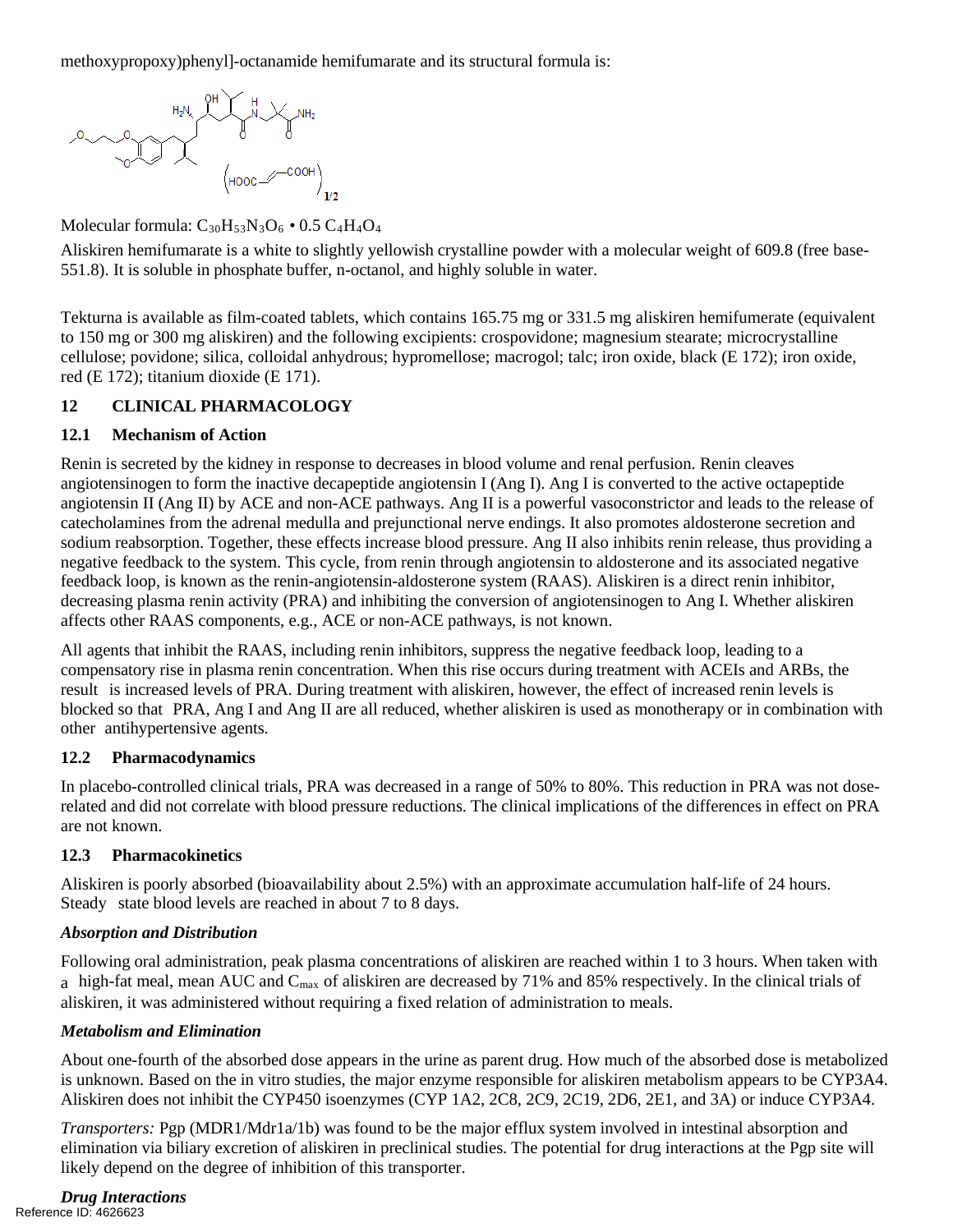methoxypropoxy)phenyl]-octanamide hemifumarate and its structural formula is:

Molecular formula: $C_{30}H_{53}N_3O_6 \cdot 0.5\ C_4H_4O_4$

Aliskiren hemifumarate is a white to slightly yellowish crystalline powder with a molecular weight of 609.8 (free base-551.8). It is soluble in phosphate buffer, n-octanol, and highly soluble in water.

Tekturna is available as film-coated tablets, which contains 165.75 mg or 331.5 mg aliskiren hemifumerate (equivalent to 150 mg or 300 mg aliskiren) and the following excipients: crospovidone; magnesium stearate; microcrystalline cellulose; povidone; silica, colloidal anhydrous; hypromellose; macrogol; talc; iron oxide, black (E 172); iron oxide, red (E 172); titanium dioxide (E 171).

## 12 CLINICAL PHARMACOLOGY

### 12.1 Mechanism of Action

Renin is secreted by the kidney in response to decreases in blood volume and renal perfusion. Renin cleaves angiotensinogen to form the inactive decapeptide angiotensin I (Ang I). Ang I is converted to the active octapeptide angiotensin II (Ang II) by ACE and non-ACE pathways. Ang II is a powerful vasoconstrictor and leads to the release of catecholamines from the adrenal medulla and prejunctional nerve endings. It also promotes aldosterone secretion and sodium reabsorption. Together, these effects increase blood pressure. Ang II also inhibits renin release, thus providing a negative feedback to the system. This cycle, from renin through angiotensin to aldosterone and its associated negative feedback loop, is known as the renin-angiotensin-aldosterone system (RAAS). Aliskiren is a direct renin inhibitor, decreasing plasma renin activity (PRA) and inhibiting the conversion of angiotensinogen to Ang I. Whether aliskiren affects other RAAS components, e.g., ACE or non-ACE pathways, is not known.

All agents that inhibit the RAAS, including renin inhibitors, suppress the negative feedback loop, leading to a compensatory rise in plasma renin concentration. When this rise occurs during treatment with ACEIs and ARBs, the result is increased levels of PRA. During treatment with aliskiren, however, the effect of increased renin levels is blocked so that PRA, Ang I and Ang II are all reduced, whether aliskiren is used as monotherapy or in combination with other antihypertensive agents.

### 12.2 Pharmacodynamics

In placebo-controlled clinical trials, PRA was decreased in a range of 50% to 80%. This reduction in PRA was not dose-related and did not correlate with blood pressure reductions. The clinical implications of the differences in effect on PRA are not known.

### 12.3 Pharmacokinetics

Aliskiren is poorly absorbed (bioavailability about 2.5%) with an approximate accumulation half-life of 24 hours. Steady state blood levels are reached in about 7 to 8 days.

***Absorption and Distribution***

Following oral administration, peak plasma concentrations of aliskiren are reached within 1 to 3 hours. When taken with a high-fat meal, mean AUC and $C_{max}$ of aliskiren are decreased by 71% and 85% respectively. In the clinical trials of aliskiren, it was administered without requiring a fixed relation of administration to meals.

***Metabolism and Elimination***

About one-fourth of the absorbed dose appears in the urine as parent drug. How much of the absorbed dose is metabolized is unknown. Based on the in vitro studies, the major enzyme responsible for aliskiren metabolism appears to be CYP3A4. Aliskiren does not inhibit the CYP450 isoenzymes (CYP 1A2, 2C8, 2C9, 2C19, 2D6, 2E1, and 3A) or induce CYP3A4.

*Transporters:* Pgp (MDR1/Mdr1a/1b) was found to be the major efflux system involved in intestinal absorption and elimination via biliary excretion of aliskiren in preclinical studies. The potential for drug interactions at the Pgp site will likely depend on the degree of inhibition of this transporter.

***Drug Interactions***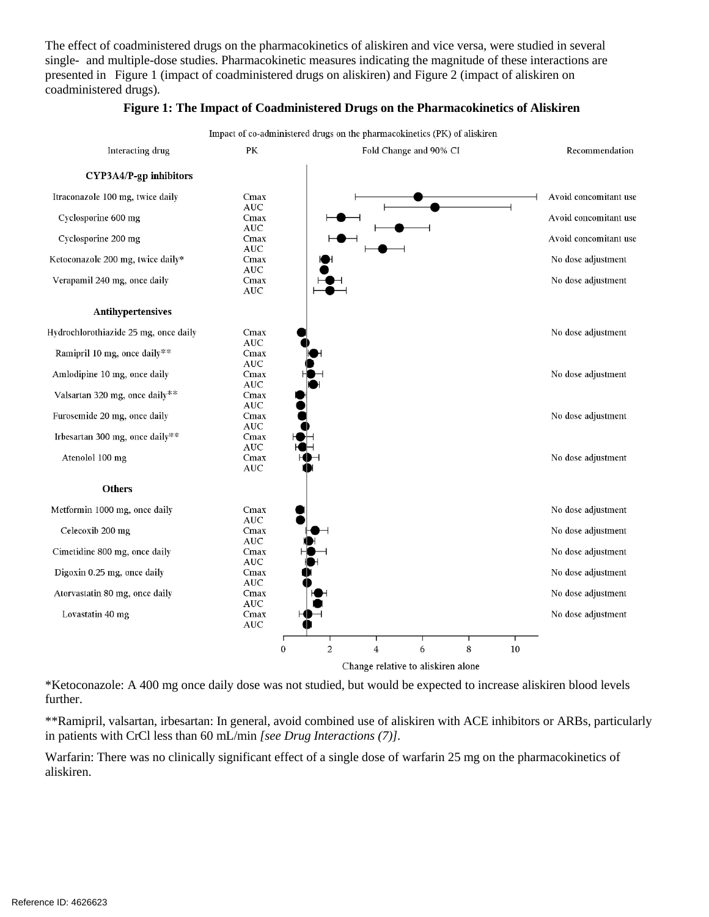The effect of coadministered drugs on the pharmacokinetics of aliskiren and vice versa, were studied in several single- and multiple-dose studies. Pharmacokinetic measures indicating the magnitude of these interactions are presented in Figure 1 (impact of coadministered drugs on aliskiren) and Figure 2 (impact of aliskiren on coadministered drugs).

**Figure 1: The Impact of Coadministered Drugs on the Pharmacokinetics of Aliskiren**

Impact of co-administered drugs on the pharmacokinetics (PK) of aliskiren

| Interacting drug | PK | Recommendation |
|---|---|---|
| **CYP3A4/P-gp inhibitors** | | |
| Itraconazole 100 mg, twice daily | Cmax / AUC | Avoid concomitant use |
| Cyclosporine 600 mg | Cmax / AUC | Avoid concomitant use |
| Cyclosporine 200 mg | Cmax / AUC | Avoid concomitant use |
| Ketoconazole 200 mg, twice daily* | Cmax / AUC | No dose adjustment |
| Verapamil 240 mg, once daily | Cmax / AUC | No dose adjustment |
| **Antihypertensives** | | |
| Hydrochlorothiazide 25 mg, once daily | Cmax / AUC | No dose adjustment |
| Ramipril 10 mg, once daily** | Cmax / AUC | |
| Amlodipine 10 mg, once daily | Cmax / AUC | No dose adjustment |
| Valsartan 320 mg, once daily** | Cmax / AUC | |
| Furosemide 20 mg, once daily | Cmax / AUC | No dose adjustment |
| Irbesartan 300 mg, once daily** | Cmax / AUC | |
| Atenolol 100 mg | Cmax / AUC | No dose adjustment |
| **Others** | | |
| Metformin 1000 mg, once daily | Cmax / AUC | No dose adjustment |
| Celecoxib 200 mg | Cmax / AUC | No dose adjustment |
| Cimetidine 800 mg, once daily | Cmax / AUC | No dose adjustment |
| Digoxin 0.25 mg, once daily | Cmax / AUC | No dose adjustment |
| Atorvastatin 80 mg, once daily | Cmax / AUC | No dose adjustment |
| Lovastatin 40 mg | Cmax / AUC | No dose adjustment |

Fold Change and 90% CI — Change relative to aliskiren alone (axis 0 to 10)

*Ketoconazole: A 400 mg once daily dose was not studied, but would be expected to increase aliskiren blood levels further.

**Ramipril, valsartan, irbesartan: In general, avoid combined use of aliskiren with ACE inhibitors or ARBs, particularly in patients with CrCl less than 60 mL/min *[see Drug Interactions (7)]*.

Warfarin: There was no clinically significant effect of a single dose of warfarin 25 mg on the pharmacokinetics of aliskiren.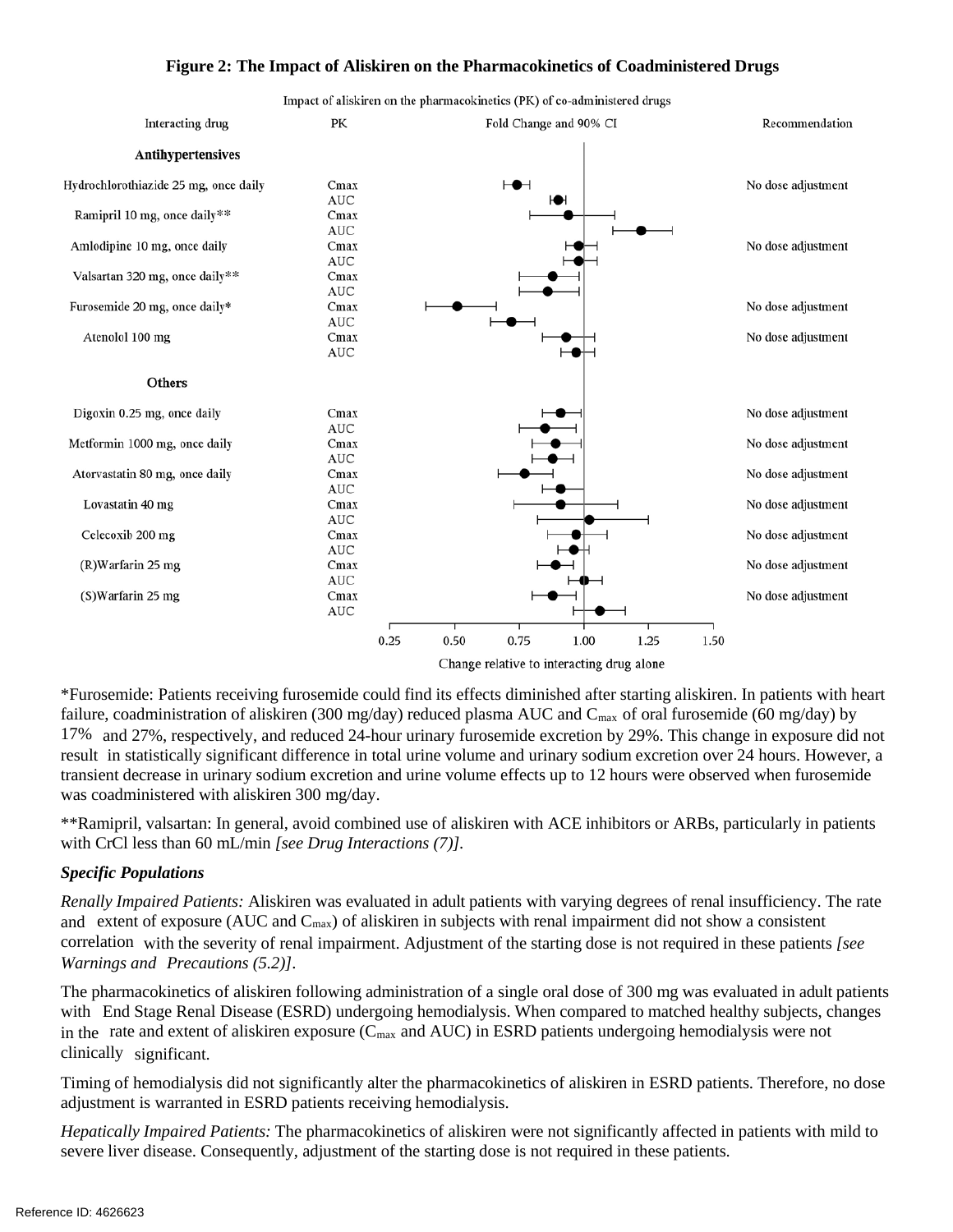**Figure 2: The Impact of Aliskiren on the Pharmacokinetics of Coadministered Drugs**

Impact of aliskiren on the pharmacokinetics (PK) of co-administered drugs

| Interacting drug | PK | Recommendation |
|---|---|---|
| **Antihypertensives** | | |
| Hydrochlorothiazide 25 mg, once daily | Cmax | No dose adjustment |
| | AUC | |
| Ramipril 10 mg, once daily** | Cmax | |
| | AUC | |
| Amlodipine 10 mg, once daily | Cmax | No dose adjustment |
| | AUC | |
| Valsartan 320 mg, once daily** | Cmax | |
| | AUC | |
| Furosemide 20 mg, once daily* | Cmax | No dose adjustment |
| | AUC | |
| Atenolol 100 mg | Cmax | No dose adjustment |
| | AUC | |
| **Others** | | |
| Digoxin 0.25 mg, once daily | Cmax | No dose adjustment |
| | AUC | |
| Metformin 1000 mg, once daily | Cmax | No dose adjustment |
| | AUC | |
| Atorvastatin 80 mg, once daily | Cmax | No dose adjustment |
| | AUC | |
| Lovastatin 40 mg | Cmax | No dose adjustment |
| | AUC | |
| Celecoxib 200 mg | Cmax | No dose adjustment |
| | AUC | |
| (R)Warfarin 25 mg | Cmax | No dose adjustment |
| | AUC | |
| (S)Warfarin 25 mg | Cmax | No dose adjustment |
| | AUC | |

Fold Change and 90% CI (axis: 0.25, 0.50, 0.75, 1.00, 1.25, 1.50)

Change relative to interacting drug alone

*Furosemide: Patients receiving furosemide could find its effects diminished after starting aliskiren. In patients with heart failure, coadministration of aliskiren (300 mg/day) reduced plasma AUC and $C_{max}$ of oral furosemide (60 mg/day) by 17% and 27%, respectively, and reduced 24-hour urinary furosemide excretion by 29%. This change in exposure did not result in statistically significant difference in total urine volume and urinary sodium excretion over 24 hours. However, a transient decrease in urinary sodium excretion and urine volume effects up to 12 hours were observed when furosemide was coadministered with aliskiren 300 mg/day.

**Ramipril, valsartan: In general, avoid combined use of aliskiren with ACE inhibitors or ARBs, particularly in patients with CrCl less than 60 mL/min *[see Drug Interactions (7)]*.

***Specific Populations***

*Renally Impaired Patients:* Aliskiren was evaluated in adult patients with varying degrees of renal insufficiency. The rate and extent of exposure (AUC and $C_{max}$) of aliskiren in subjects with renal impairment did not show a consistent correlation with the severity of renal impairment. Adjustment of the starting dose is not required in these patients *[see Warnings and Precautions (5.2)]*.

The pharmacokinetics of aliskiren following administration of a single oral dose of 300 mg was evaluated in adult patients with End Stage Renal Disease (ESRD) undergoing hemodialysis. When compared to matched healthy subjects, changes in the rate and extent of aliskiren exposure ($C_{max}$ and AUC) in ESRD patients undergoing hemodialysis were not clinically significant.

Timing of hemodialysis did not significantly alter the pharmacokinetics of aliskiren in ESRD patients. Therefore, no dose adjustment is warranted in ESRD patients receiving hemodialysis.

*Hepatically Impaired Patients:* The pharmacokinetics of aliskiren were not significantly affected in patients with mild to severe liver disease. Consequently, adjustment of the starting dose is not required in these patients.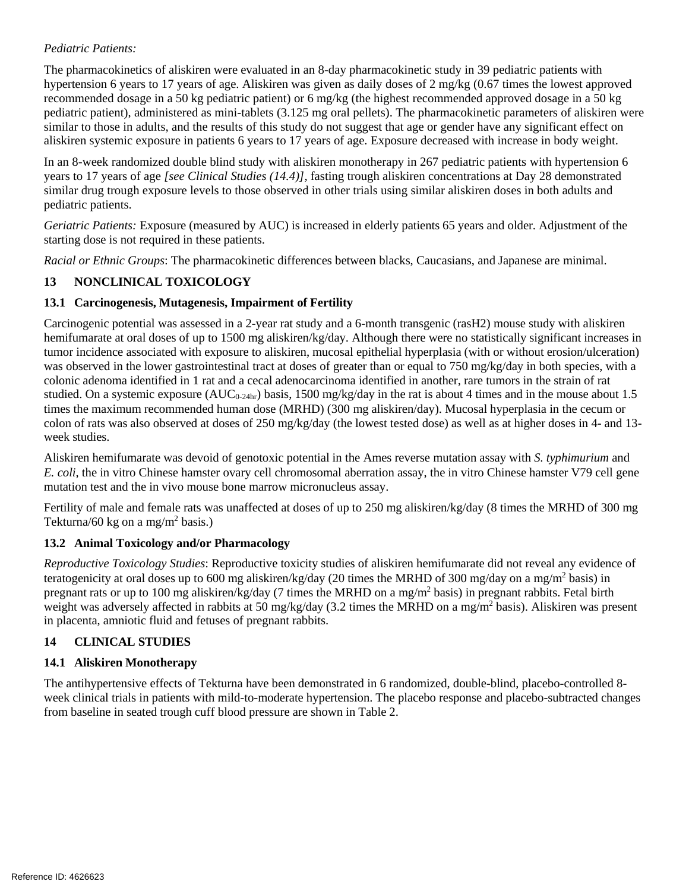*Pediatric Patients:*

The pharmacokinetics of aliskiren were evaluated in an 8-day pharmacokinetic study in 39 pediatric patients with hypertension 6 years to 17 years of age. Aliskiren was given as daily doses of 2 mg/kg (0.67 times the lowest approved recommended dosage in a 50 kg pediatric patient) or 6 mg/kg (the highest recommended approved dosage in a 50 kg pediatric patient), administered as mini-tablets (3.125 mg oral pellets). The pharmacokinetic parameters of aliskiren were similar to those in adults, and the results of this study do not suggest that age or gender have any significant effect on aliskiren systemic exposure in patients 6 years to 17 years of age. Exposure decreased with increase in body weight.

In an 8-week randomized double blind study with aliskiren monotherapy in 267 pediatric patients with hypertension 6 years to 17 years of age *[see Clinical Studies (14.4)]*, fasting trough aliskiren concentrations at Day 28 demonstrated similar drug trough exposure levels to those observed in other trials using similar aliskiren doses in both adults and pediatric patients.

*Geriatric Patients:* Exposure (measured by AUC) is increased in elderly patients 65 years and older. Adjustment of the starting dose is not required in these patients.

*Racial or Ethnic Groups*: The pharmacokinetic differences between blacks, Caucasians, and Japanese are minimal.

## 13 NONCLINICAL TOXICOLOGY

### 13.1 Carcinogenesis, Mutagenesis, Impairment of Fertility

Carcinogenic potential was assessed in a 2-year rat study and a 6-month transgenic (rasH2) mouse study with aliskiren hemifumarate at oral doses of up to 1500 mg aliskiren/kg/day. Although there were no statistically significant increases in tumor incidence associated with exposure to aliskiren, mucosal epithelial hyperplasia (with or without erosion/ulceration) was observed in the lower gastrointestinal tract at doses of greater than or equal to 750 mg/kg/day in both species, with a colonic adenoma identified in 1 rat and a cecal adenocarcinoma identified in another, rare tumors in the strain of rat studied. On a systemic exposure ($AUC_{0-24hr}$) basis, 1500 mg/kg/day in the rat is about 4 times and in the mouse about 1.5 times the maximum recommended human dose (MRHD) (300 mg aliskiren/day). Mucosal hyperplasia in the cecum or colon of rats was also observed at doses of 250 mg/kg/day (the lowest tested dose) as well as at higher doses in 4- and 13-week studies.

Aliskiren hemifumarate was devoid of genotoxic potential in the Ames reverse mutation assay with *S. typhimurium* and *E. coli*, the in vitro Chinese hamster ovary cell chromosomal aberration assay, the in vitro Chinese hamster V79 cell gene mutation test and the in vivo mouse bone marrow micronucleus assay.

Fertility of male and female rats was unaffected at doses of up to 250 mg aliskiren/kg/day (8 times the MRHD of 300 mg Tekturna/60 kg on a mg/$m^2$ basis.)

### 13.2 Animal Toxicology and/or Pharmacology

*Reproductive Toxicology Studies*: Reproductive toxicity studies of aliskiren hemifumarate did not reveal any evidence of teratogenicity at oral doses up to 600 mg aliskiren/kg/day (20 times the MRHD of 300 mg/day on a mg/$m^2$ basis) in pregnant rats or up to 100 mg aliskiren/kg/day (7 times the MRHD on a mg/$m^2$ basis) in pregnant rabbits. Fetal birth weight was adversely affected in rabbits at 50 mg/kg/day (3.2 times the MRHD on a mg/$m^2$ basis). Aliskiren was present in placenta, amniotic fluid and fetuses of pregnant rabbits.

## 14 CLINICAL STUDIES

### 14.1 Aliskiren Monotherapy

The antihypertensive effects of Tekturna have been demonstrated in 6 randomized, double-blind, placebo-controlled 8-week clinical trials in patients with mild-to-moderate hypertension. The placebo response and placebo-subtracted changes from baseline in seated trough cuff blood pressure are shown in Table 2.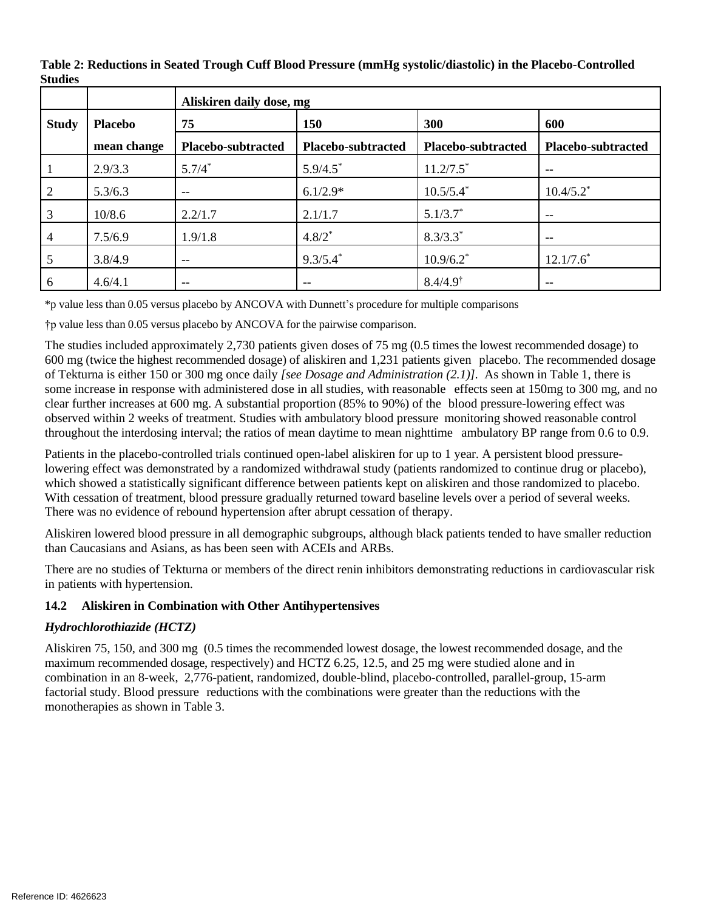**Table 2: Reductions in Seated Trough Cuff Blood Pressure (mmHg systolic/diastolic) in the Placebo-Controlled Studies**

| | | Aliskiren daily dose, mg | | | |
|---|---|---|---|---|---|
| **Study** | **Placebo** | **75** | **150** | **300** | **600** |
| | **mean change** | **Placebo-subtracted** | **Placebo-subtracted** | **Placebo-subtracted** | **Placebo-subtracted** |
| 1 | 2.9/3.3 | 5.7/4* | 5.9/4.5* | 11.2/7.5* | -- |
| 2 | 5.3/6.3 | -- | 6.1/2.9* | 10.5/5.4* | 10.4/5.2* |
| 3 | 10/8.6 | 2.2/1.7 | 2.1/1.7 | 5.1/3.7* | -- |
| 4 | 7.5/6.9 | 1.9/1.8 | 4.8/2* | 8.3/3.3* | -- |
| 5 | 3.8/4.9 | -- | 9.3/5.4* | 10.9/6.2* | 12.1/7.6* |
| 6 | 4.6/4.1 | -- | -- | 8.4/4.9† | -- |

*p value less than 0.05 versus placebo by ANCOVA with Dunnett's procedure for multiple comparisons

†p value less than 0.05 versus placebo by ANCOVA for the pairwise comparison.

The studies included approximately 2,730 patients given doses of 75 mg (0.5 times the lowest recommended dosage) to 600 mg (twice the highest recommended dosage) of aliskiren and 1,231 patients given placebo. The recommended dosage of Tekturna is either 150 or 300 mg once daily *[see Dosage and Administration (2.1)]*. As shown in Table 1, there is some increase in response with administered dose in all studies, with reasonable effects seen at 150mg to 300 mg, and no clear further increases at 600 mg. A substantial proportion (85% to 90%) of the blood pressure-lowering effect was observed within 2 weeks of treatment. Studies with ambulatory blood pressure monitoring showed reasonable control throughout the interdosing interval; the ratios of mean daytime to mean nighttime ambulatory BP range from 0.6 to 0.9.

Patients in the placebo-controlled trials continued open-label aliskiren for up to 1 year. A persistent blood pressure-lowering effect was demonstrated by a randomized withdrawal study (patients randomized to continue drug or placebo), which showed a statistically significant difference between patients kept on aliskiren and those randomized to placebo. With cessation of treatment, blood pressure gradually returned toward baseline levels over a period of several weeks. There was no evidence of rebound hypertension after abrupt cessation of therapy.

Aliskiren lowered blood pressure in all demographic subgroups, although black patients tended to have smaller reduction than Caucasians and Asians, as has been seen with ACEIs and ARBs.

There are no studies of Tekturna or members of the direct renin inhibitors demonstrating reductions in cardiovascular risk in patients with hypertension.

### 14.2 Aliskiren in Combination with Other Antihypertensives

***Hydrochlorothiazide (HCTZ)***

Aliskiren 75, 150, and 300 mg (0.5 times the recommended lowest dosage, the lowest recommended dosage, and the maximum recommended dosage, respectively) and HCTZ 6.25, 12.5, and 25 mg were studied alone and in combination in an 8-week, 2,776-patient, randomized, double-blind, placebo-controlled, parallel-group, 15-arm factorial study. Blood pressure reductions with the combinations were greater than the reductions with the monotherapies as shown in Table 3.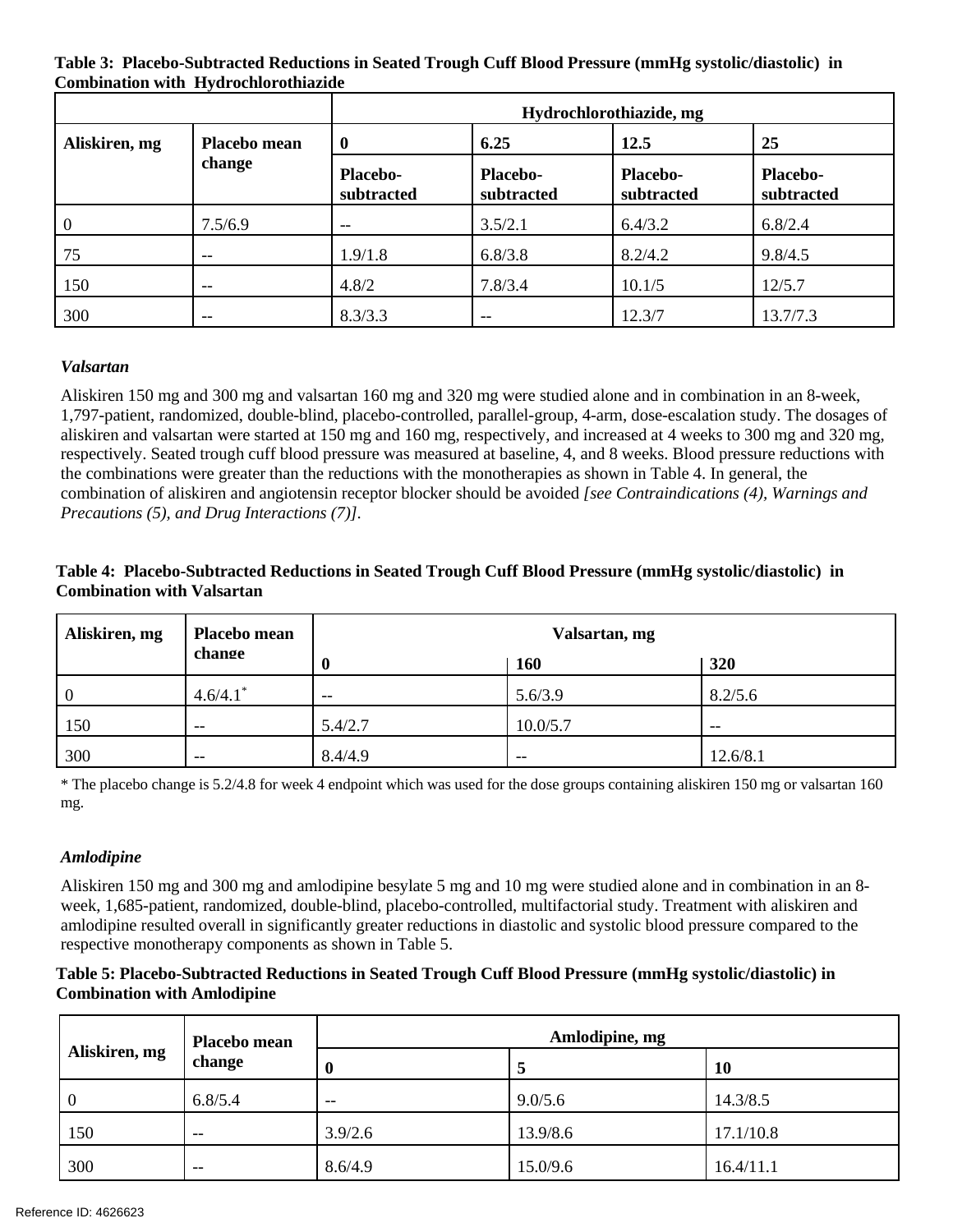**Table 3: Placebo-Subtracted Reductions in Seated Trough Cuff Blood Pressure (mmHg systolic/diastolic) in Combination with Hydrochlorothiazide**

| | | Hydrochlorothiazide, mg | | | |
|---|---|---|---|---|---|
| Aliskiren, mg | Placebo mean change | 0 | 6.25 | 12.5 | 25 |
| | | Placebo-subtracted | Placebo-subtracted | Placebo-subtracted | Placebo-subtracted |
| 0 | 7.5/6.9 | -- | 3.5/2.1 | 6.4/3.2 | 6.8/2.4 |
| 75 | -- | 1.9/1.8 | 6.8/3.8 | 8.2/4.2 | 9.8/4.5 |
| 150 | -- | 4.8/2 | 7.8/3.4 | 10.1/5 | 12/5.7 |
| 300 | -- | 8.3/3.3 | -- | 12.3/7 | 13.7/7.3 |

***Valsartan***

Aliskiren 150 mg and 300 mg and valsartan 160 mg and 320 mg were studied alone and in combination in an 8-week, 1,797-patient, randomized, double-blind, placebo-controlled, parallel-group, 4-arm, dose-escalation study. The dosages of aliskiren and valsartan were started at 150 mg and 160 mg, respectively, and increased at 4 weeks to 300 mg and 320 mg, respectively. Seated trough cuff blood pressure was measured at baseline, 4, and 8 weeks. Blood pressure reductions with the combinations were greater than the reductions with the monotherapies as shown in Table 4. In general, the combination of aliskiren and angiotensin receptor blocker should be avoided *[see Contraindications (4), Warnings and Precautions (5), and Drug Interactions (7)].*

**Table 4: Placebo-Subtracted Reductions in Seated Trough Cuff Blood Pressure (mmHg systolic/diastolic) in Combination with Valsartan**

| Aliskiren, mg | Placebo mean change | Valsartan, mg | | |
|---|---|---|---|---|
| | | 0 | 160 | 320 |
| 0 | 4.6/4.1* | -- | 5.6/3.9 | 8.2/5.6 |
| 150 | -- | 5.4/2.7 | 10.0/5.7 | -- |
| 300 | -- | 8.4/4.9 | -- | 12.6/8.1 |

\* The placebo change is 5.2/4.8 for week 4 endpoint which was used for the dose groups containing aliskiren 150 mg or valsartan 160 mg.

***Amlodipine***

Aliskiren 150 mg and 300 mg and amlodipine besylate 5 mg and 10 mg were studied alone and in combination in an 8-week, 1,685-patient, randomized, double-blind, placebo-controlled, multifactorial study. Treatment with aliskiren and amlodipine resulted overall in significantly greater reductions in diastolic and systolic blood pressure compared to the respective monotherapy components as shown in Table 5.

**Table 5: Placebo-Subtracted Reductions in Seated Trough Cuff Blood Pressure (mmHg systolic/diastolic) in Combination with Amlodipine**

| Aliskiren, mg | Placebo mean change | Amlodipine, mg | | |
|---|---|---|---|---|
| | | 0 | 5 | 10 |
| 0 | 6.8/5.4 | -- | 9.0/5.6 | 14.3/8.5 |
| 150 | -- | 3.9/2.6 | 13.9/8.6 | 17.1/10.8 |
| 300 | -- | 8.6/4.9 | 15.0/9.6 | 16.4/11.1 |

Reference ID: 4626623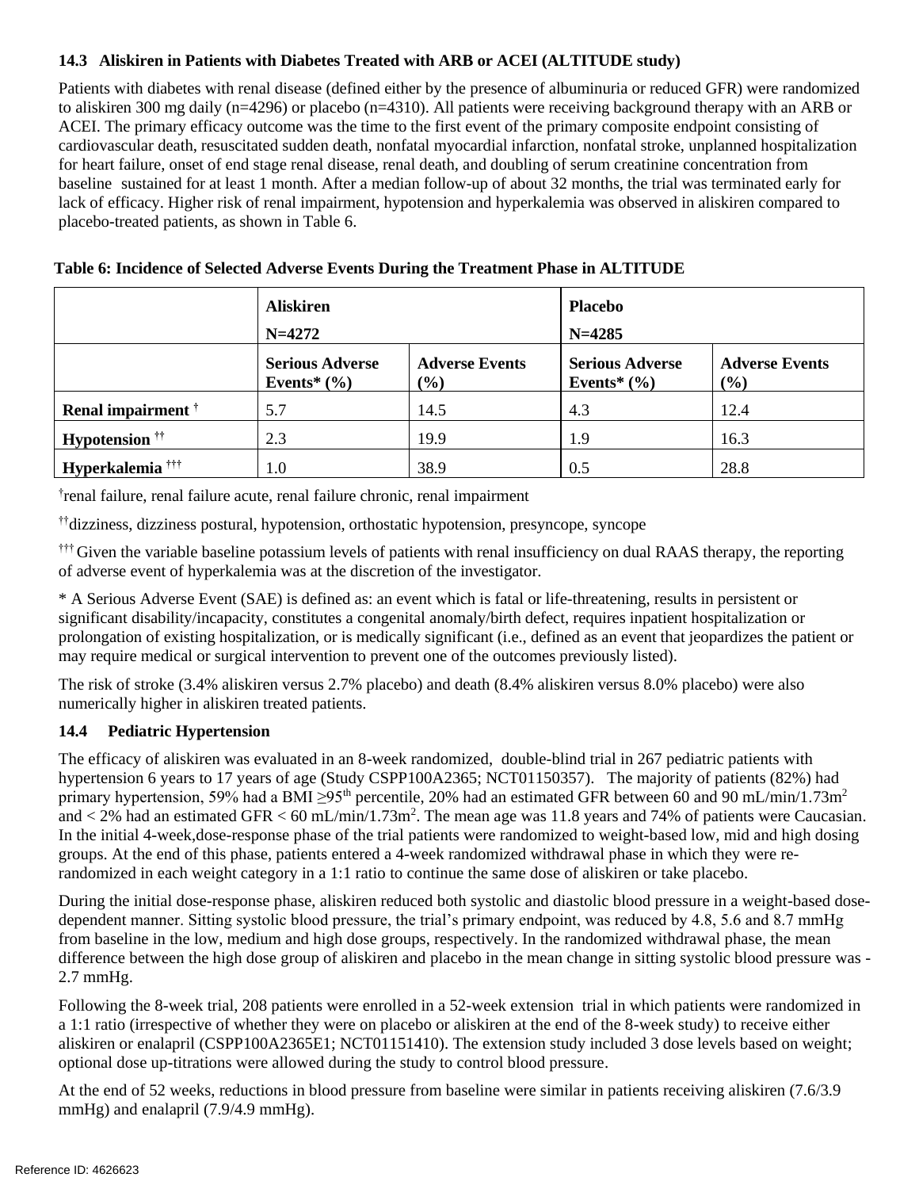### 14.3 Aliskiren in Patients with Diabetes Treated with ARB or ACEI (ALTITUDE study)

Patients with diabetes with renal disease (defined either by the presence of albuminuria or reduced GFR) were randomized to aliskiren 300 mg daily (n=4296) or placebo (n=4310). All patients were receiving background therapy with an ARB or ACEI. The primary efficacy outcome was the time to the first event of the primary composite endpoint consisting of cardiovascular death, resuscitated sudden death, nonfatal myocardial infarction, nonfatal stroke, unplanned hospitalization for heart failure, onset of end stage renal disease, renal death, and doubling of serum creatinine concentration from baseline sustained for at least 1 month. After a median follow-up of about 32 months, the trial was terminated early for lack of efficacy. Higher risk of renal impairment, hypotension and hyperkalemia was observed in aliskiren compared to placebo-treated patients, as shown in Table 6.

**Table 6: Incidence of Selected Adverse Events During the Treatment Phase in ALTITUDE**

| | **Aliskiren N=4272** | | **Placebo N=4285** | |
|---|---|---|---|---|
| | **Serious Adverse Events* (%)** | **Adverse Events (%)** | **Serious Adverse Events* (%)** | **Adverse Events (%)** |
| **Renal impairment †** | 5.7 | 14.5 | 4.3 | 12.4 |
| **Hypotension ††** | 2.3 | 19.9 | 1.9 | 16.3 |
| **Hyperkalemia †††** | 1.0 | 38.9 | 0.5 | 28.8 |

†renal failure, renal failure acute, renal failure chronic, renal impairment

††dizziness, dizziness postural, hypotension, orthostatic hypotension, presyncope, syncope

††† Given the variable baseline potassium levels of patients with renal insufficiency on dual RAAS therapy, the reporting of adverse event of hyperkalemia was at the discretion of the investigator.

* A Serious Adverse Event (SAE) is defined as: an event which is fatal or life-threatening, results in persistent or significant disability/incapacity, constitutes a congenital anomaly/birth defect, requires inpatient hospitalization or prolongation of existing hospitalization, or is medically significant (i.e., defined as an event that jeopardizes the patient or may require medical or surgical intervention to prevent one of the outcomes previously listed).

The risk of stroke (3.4% aliskiren versus 2.7% placebo) and death (8.4% aliskiren versus 8.0% placebo) were also numerically higher in aliskiren treated patients.

### 14.4 Pediatric Hypertension

The efficacy of aliskiren was evaluated in an 8-week randomized, double-blind trial in 267 pediatric patients with hypertension 6 years to 17 years of age (Study CSPP100A2365; NCT01150357). The majority of patients (82%) had primary hypertension, 59% had a BMI ≥95th percentile, 20% had an estimated GFR between 60 and 90 mL/min/1.73m$^2$ and < 2% had an estimated GFR < 60 mL/min/1.73m$^2$. The mean age was 11.8 years and 74% of patients were Caucasian. In the initial 4-week,dose-response phase of the trial patients were randomized to weight-based low, mid and high dosing groups. At the end of this phase, patients entered a 4-week randomized withdrawal phase in which they were re-randomized in each weight category in a 1:1 ratio to continue the same dose of aliskiren or take placebo.

During the initial dose-response phase, aliskiren reduced both systolic and diastolic blood pressure in a weight-based dose-dependent manner. Sitting systolic blood pressure, the trial's primary endpoint, was reduced by 4.8, 5.6 and 8.7 mmHg from baseline in the low, medium and high dose groups, respectively. In the randomized withdrawal phase, the mean difference between the high dose group of aliskiren and placebo in the mean change in sitting systolic blood pressure was -2.7 mmHg.

Following the 8-week trial, 208 patients were enrolled in a 52-week extension trial in which patients were randomized in a 1:1 ratio (irrespective of whether they were on placebo or aliskiren at the end of the 8-week study) to receive either aliskiren or enalapril (CSPP100A2365E1; NCT01151410). The extension study included 3 dose levels based on weight; optional dose up-titrations were allowed during the study to control blood pressure.

At the end of 52 weeks, reductions in blood pressure from baseline were similar in patients receiving aliskiren (7.6/3.9 mmHg) and enalapril (7.9/4.9 mmHg).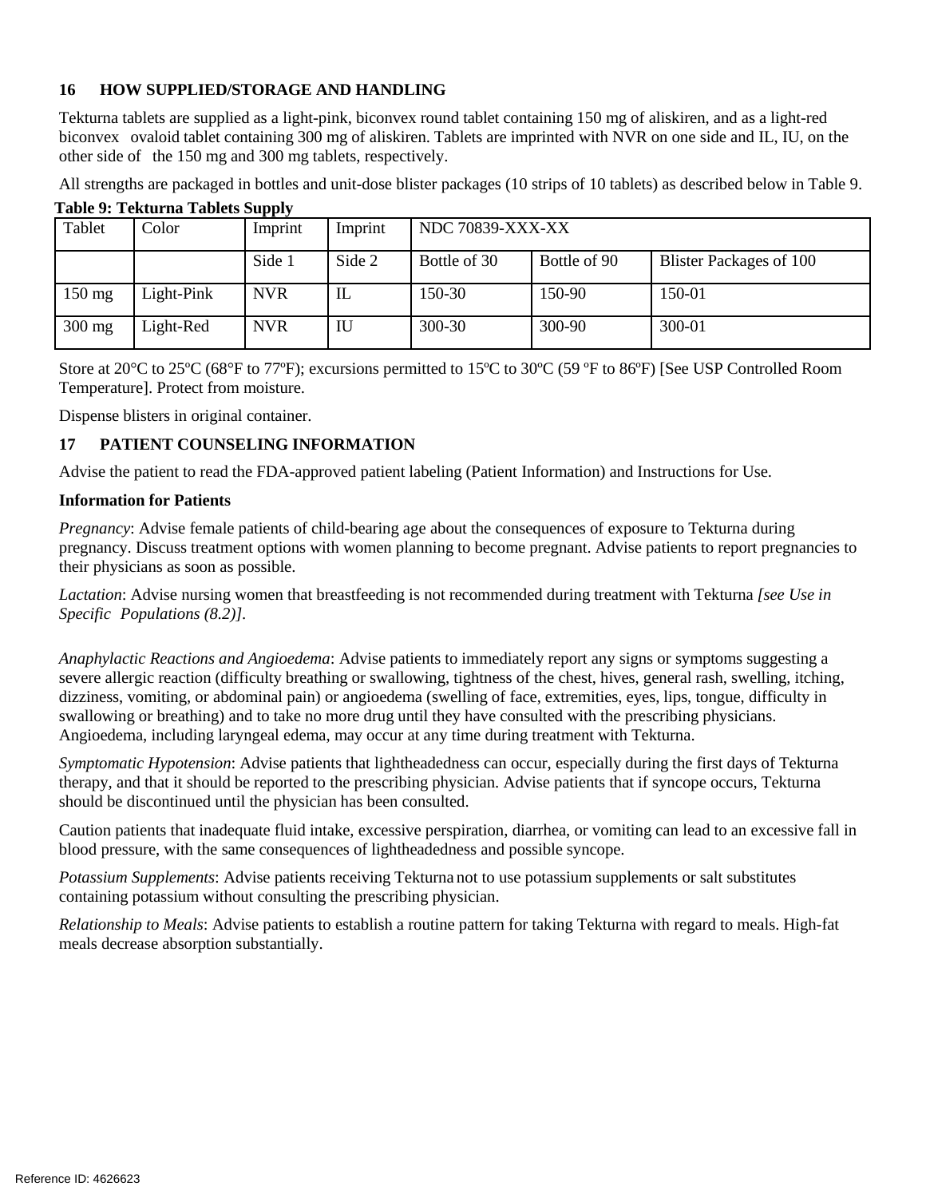## 16 HOW SUPPLIED/STORAGE AND HANDLING

Tekturna tablets are supplied as a light-pink, biconvex round tablet containing 150 mg of aliskiren, and as a light-red biconvex ovaloid tablet containing 300 mg of aliskiren. Tablets are imprinted with NVR on one side and IL, IU, on the other side of the 150 mg and 300 mg tablets, respectively.

All strengths are packaged in bottles and unit-dose blister packages (10 strips of 10 tablets) as described below in Table 9.

**Table 9: Tekturna Tablets Supply**

| Tablet | Color | Imprint | Imprint | NDC 70839-XXX-XX | | |
|---|---|---|---|---|---|---|
| | | Side 1 | Side 2 | Bottle of 30 | Bottle of 90 | Blister Packages of 100 |
| 150 mg | Light-Pink | NVR | IL | 150-30 | 150-90 | 150-01 |
| 300 mg | Light-Red | NVR | IU | 300-30 | 300-90 | 300-01 |

Store at 20°C to 25ºC (68°F to 77ºF); excursions permitted to 15ºC to 30ºC (59 ºF to 86ºF) [See USP Controlled Room Temperature]. Protect from moisture.

Dispense blisters in original container.

## 17 PATIENT COUNSELING INFORMATION

Advise the patient to read the FDA-approved patient labeling (Patient Information) and Instructions for Use.

**Information for Patients**

*Pregnancy*: Advise female patients of child-bearing age about the consequences of exposure to Tekturna during pregnancy. Discuss treatment options with women planning to become pregnant. Advise patients to report pregnancies to their physicians as soon as possible.

*Lactation*: Advise nursing women that breastfeeding is not recommended during treatment with Tekturna *[see Use in Specific Populations (8.2)]*.

*Anaphylactic Reactions and Angioedema*: Advise patients to immediately report any signs or symptoms suggesting a severe allergic reaction (difficulty breathing or swallowing, tightness of the chest, hives, general rash, swelling, itching, dizziness, vomiting, or abdominal pain) or angioedema (swelling of face, extremities, eyes, lips, tongue, difficulty in swallowing or breathing) and to take no more drug until they have consulted with the prescribing physicians. Angioedema, including laryngeal edema, may occur at any time during treatment with Tekturna.

*Symptomatic Hypotension*: Advise patients that lightheadedness can occur, especially during the first days of Tekturna therapy, and that it should be reported to the prescribing physician. Advise patients that if syncope occurs, Tekturna should be discontinued until the physician has been consulted.

Caution patients that inadequate fluid intake, excessive perspiration, diarrhea, or vomiting can lead to an excessive fall in blood pressure, with the same consequences of lightheadedness and possible syncope.

*Potassium Supplements*: Advise patients receiving Tekturna not to use potassium supplements or salt substitutes containing potassium without consulting the prescribing physician.

*Relationship to Meals*: Advise patients to establish a routine pattern for taking Tekturna with regard to meals. High-fat meals decrease absorption substantially.